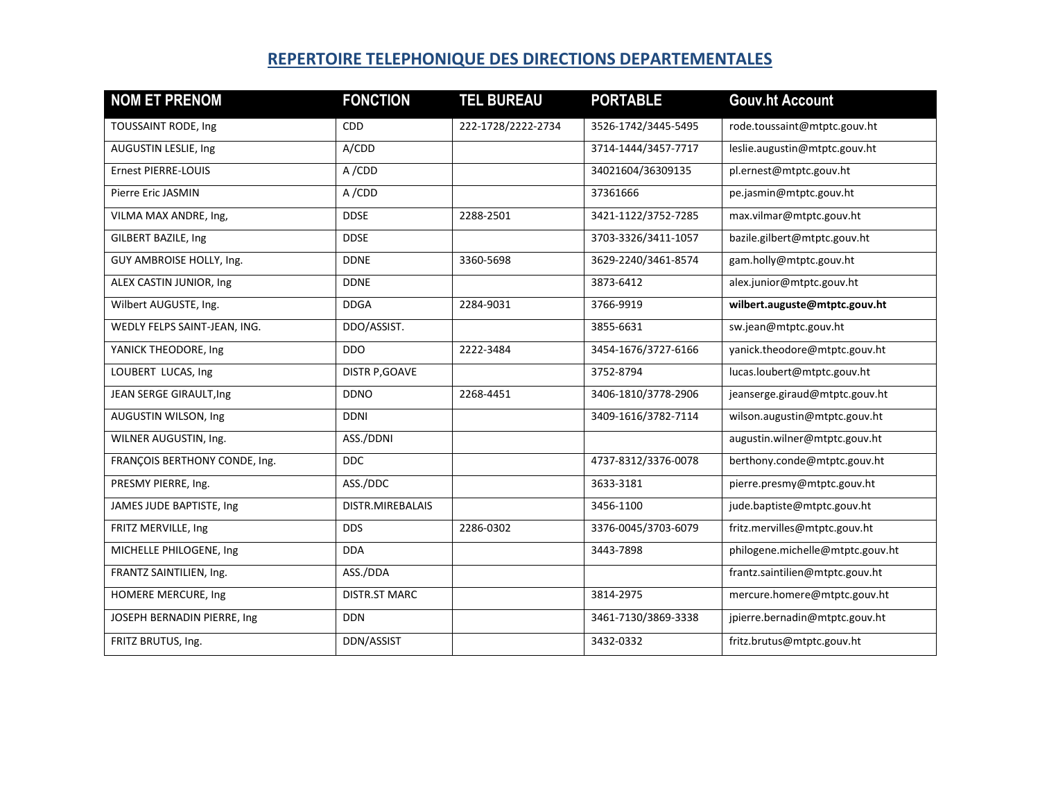# REPERTOIRE TELEPHONIQUE DES DIRECTIONS DEPARTEMENTALES

| NOM ET PRENOM | FONCTION | TEL BUREAU | PORTABLE | Gouv.ht Account |
|---|---|---|---|---|
| TOUSSAINT RODE, Ing | CDD | 222-1728/2222-2734 | 3526-1742/3445-5495 | rode.toussaint@mtptc.gouv.ht |
| AUGUSTIN LESLIE, Ing | A/CDD | | 3714-1444/3457-7717 | leslie.augustin@mtptc.gouv.ht |
| Ernest PIERRE-LOUIS | A /CDD | | 34021604/36309135 | pl.ernest@mtptc.gouv.ht |
| Pierre Eric JASMIN | A /CDD | | 37361666 | pe.jasmin@mtptc.gouv.ht |
| VILMA MAX ANDRE, Ing, | DDSE | 2288-2501 | 3421-1122/3752-7285 | max.vilmar@mtptc.gouv.ht |
| GILBERT BAZILE, Ing | DDSE | | 3703-3326/3411-1057 | bazile.gilbert@mtptc.gouv.ht |
| GUY AMBROISE HOLLY, Ing. | DDNE | 3360-5698 | 3629-2240/3461-8574 | gam.holly@mtptc.gouv.ht |
| ALEX CASTIN JUNIOR, Ing | DDNE | | 3873-6412 | alex.junior@mtptc.gouv.ht |
| Wilbert AUGUSTE, Ing. | DDGA | 2284-9031 | 3766-9919 | **wilbert.auguste@mtptc.gouv.ht** |
| WEDLY FELPS SAINT-JEAN, ING. | DDO/ASSIST. | | 3855-6631 | sw.jean@mtptc.gouv.ht |
| YANICK THEODORE, Ing | DDO | 2222-3484 | 3454-1676/3727-6166 | yanick.theodore@mtptc.gouv.ht |
| LOUBERT LUCAS, Ing | DISTR P,GOAVE | | 3752-8794 | lucas.loubert@mtptc.gouv.ht |
| JEAN SERGE GIRAULT,Ing | DDNO | 2268-4451 | 3406-1810/3778-2906 | jeanserge.giraud@mtptc.gouv.ht |
| AUGUSTIN WILSON, Ing | DDNI | | 3409-1616/3782-7114 | wilson.augustin@mtptc.gouv.ht |
| WILNER AUGUSTIN, Ing. | ASS./DDNI | | | augustin.wilner@mtptc.gouv.ht |
| FRANÇOIS BERTHONY CONDE, Ing. | DDC | | 4737-8312/3376-0078 | berthony.conde@mtptc.gouv.ht |
| PRESMY PIERRE, Ing. | ASS./DDC | | 3633-3181 | pierre.presmy@mtptc.gouv.ht |
| JAMES JUDE BAPTISTE, Ing | DISTR.MIREBALAIS | | 3456-1100 | jude.baptiste@mtptc.gouv.ht |
| FRITZ MERVILLE, Ing | DDS | 2286-0302 | 3376-0045/3703-6079 | fritz.mervilles@mtptc.gouv.ht |
| MICHELLE PHILOGENE, Ing | DDA | | 3443-7898 | philogene.michelle@mtptc.gouv.ht |
| FRANTZ SAINTILIEN, Ing. | ASS./DDA | | | frantz.saintilien@mtptc.gouv.ht |
| HOMERE MERCURE, Ing | DISTR.ST MARC | | 3814-2975 | mercure.homere@mtptc.gouv.ht |
| JOSEPH BERNADIN PIERRE, Ing | DDN | | 3461-7130/3869-3338 | jpierre.bernadin@mtptc.gouv.ht |
| FRITZ BRUTUS, Ing. | DDN/ASSIST | | 3432-0332 | fritz.brutus@mtptc.gouv.ht |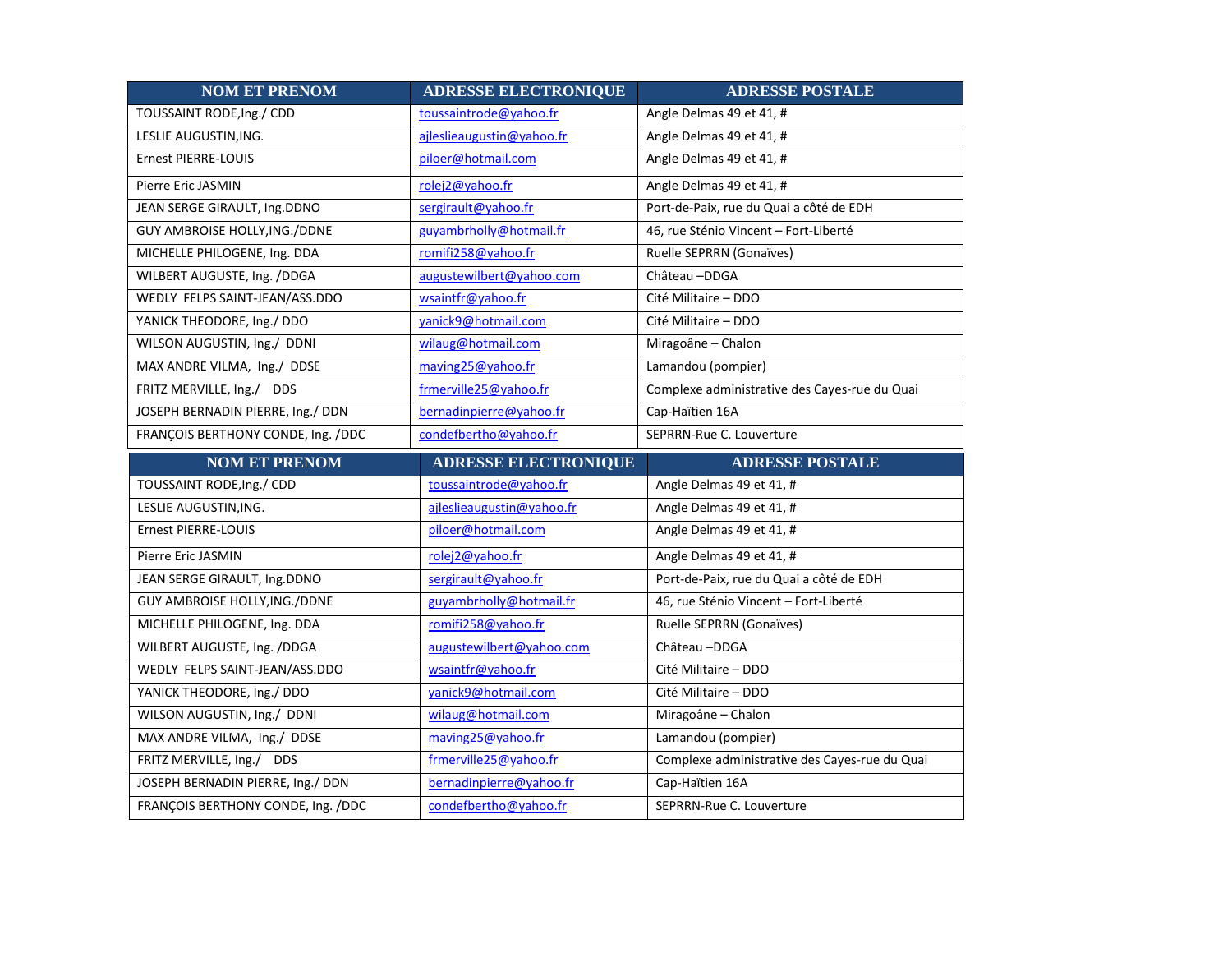| NOM ET PRENOM | ADRESSE ELECTRONIQUE | ADRESSE POSTALE |
|---|---|---|
| TOUSSAINT RODE,Ing./ CDD | toussaintrode@yahoo.fr | Angle Delmas 49 et 41, # |
| LESLIE AUGUSTIN,ING. | ajleslieaugustin@yahoo.fr | Angle Delmas 49 et 41, # |
| Ernest PIERRE-LOUIS | piloer@hotmail.com | Angle Delmas 49 et 41, # |
| Pierre Eric JASMIN | rolej2@yahoo.fr | Angle Delmas 49 et 41, # |
| JEAN SERGE GIRAULT, Ing.DDNO | sergirault@yahoo.fr | Port-de-Paix, rue du Quai a côté de EDH |
| GUY AMBROISE HOLLY,ING./DDNE | guyambrholly@hotmail.fr | 46, rue Sténio Vincent – Fort-Liberté |
| MICHELLE PHILOGENE, Ing. DDA | romifi258@yahoo.fr | Ruelle SEPRRN (Gonaïves) |
| WILBERT AUGUSTE, Ing. /DDGA | augustewilbert@yahoo.com | Château –DDGA |
| WEDLY FELPS SAINT-JEAN/ASS.DDO | wsaintfr@yahoo.fr | Cité Militaire – DDO |
| YANICK THEODORE, Ing./ DDO | yanick9@hotmail.com | Cité Militaire – DDO |
| WILSON AUGUSTIN, Ing./ DDNI | wilaug@hotmail.com | Miragoâne – Chalon |
| MAX ANDRE VILMA, Ing./ DDSE | maving25@yahoo.fr | Lamandou (pompier) |
| FRITZ MERVILLE, Ing./ DDS | frmerville25@yahoo.fr | Complexe administrative des Cayes-rue du Quai |
| JOSEPH BERNADIN PIERRE, Ing./ DDN | bernadinpierre@yahoo.fr | Cap-Haïtien 16A |
| FRANÇOIS BERTHONY CONDE, Ing. /DDC | condefbertho@yahoo.fr | SEPRRN-Rue C. Louverture |

| NOM ET PRENOM | ADRESSE ELECTRONIQUE | ADRESSE POSTALE |
|---|---|---|
| TOUSSAINT RODE,Ing./ CDD | toussaintrode@yahoo.fr | Angle Delmas 49 et 41, # |
| LESLIE AUGUSTIN,ING. | ajleslieaugustin@yahoo.fr | Angle Delmas 49 et 41, # |
| Ernest PIERRE-LOUIS | piloer@hotmail.com | Angle Delmas 49 et 41, # |
| Pierre Eric JASMIN | rolej2@yahoo.fr | Angle Delmas 49 et 41, # |
| JEAN SERGE GIRAULT, Ing.DDNO | sergirault@yahoo.fr | Port-de-Paix, rue du Quai a côté de EDH |
| GUY AMBROISE HOLLY,ING./DDNE | guyambrholly@hotmail.fr | 46, rue Sténio Vincent – Fort-Liberté |
| MICHELLE PHILOGENE, Ing. DDA | romifi258@yahoo.fr | Ruelle SEPRRN (Gonaïves) |
| WILBERT AUGUSTE, Ing. /DDGA | augustewilbert@yahoo.com | Château –DDGA |
| WEDLY FELPS SAINT-JEAN/ASS.DDO | wsaintfr@yahoo.fr | Cité Militaire – DDO |
| YANICK THEODORE, Ing./ DDO | yanick9@hotmail.com | Cité Militaire – DDO |
| WILSON AUGUSTIN, Ing./ DDNI | wilaug@hotmail.com | Miragoâne – Chalon |
| MAX ANDRE VILMA, Ing./ DDSE | maving25@yahoo.fr | Lamandou (pompier) |
| FRITZ MERVILLE, Ing./ DDS | frmerville25@yahoo.fr | Complexe administrative des Cayes-rue du Quai |
| JOSEPH BERNADIN PIERRE, Ing./ DDN | bernadinpierre@yahoo.fr | Cap-Haïtien 16A |
| FRANÇOIS BERTHONY CONDE, Ing. /DDC | condefbertho@yahoo.fr | SEPRRN-Rue C. Louverture |